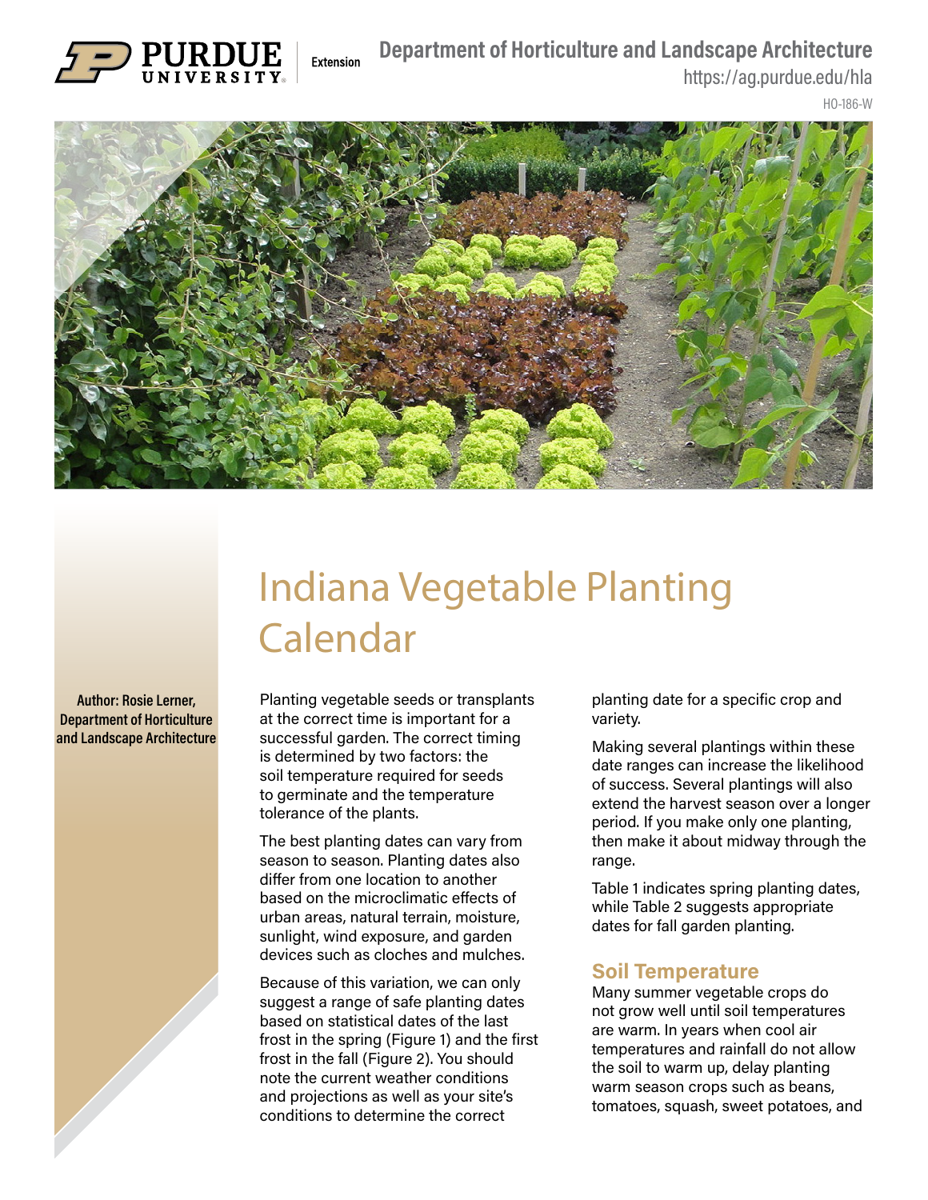Department of Horticulture and Landscape Architecture

https://ag.purdue.edu/hla

HO-186-W

# Indiana Vegetable Planting Calendar

**Author: Rosie Lerner, Department of Horticulture and Landscape Architecture**

Planting vegetable seeds or transplants at the correct time is important for a successful garden. The correct timing is determined by two factors: the soil temperature required for seeds to germinate and the temperature tolerance of the plants.

The best planting dates can vary from season to season. Planting dates also differ from one location to another based on the microclimatic effects of urban areas, natural terrain, moisture, sunlight, wind exposure, and garden devices such as cloches and mulches.

Because of this variation, we can only suggest a range of safe planting dates based on statistical dates of the last frost in the spring (Figure 1) and the first frost in the fall (Figure 2). You should note the current weather conditions and projections as well as your site's conditions to determine the correct planting date for a specific crop and variety.

Making several plantings within these date ranges can increase the likelihood of success. Several plantings will also extend the harvest season over a longer period. If you make only one planting, then make it about midway through the range.

Table 1 indicates spring planting dates, while Table 2 suggests appropriate dates for fall garden planting.

## Soil Temperature

Many summer vegetable crops do not grow well until soil temperatures are warm. In years when cool air temperatures and rainfall do not allow the soil to warm up, delay planting warm season crops such as beans, tomatoes, squash, sweet potatoes, and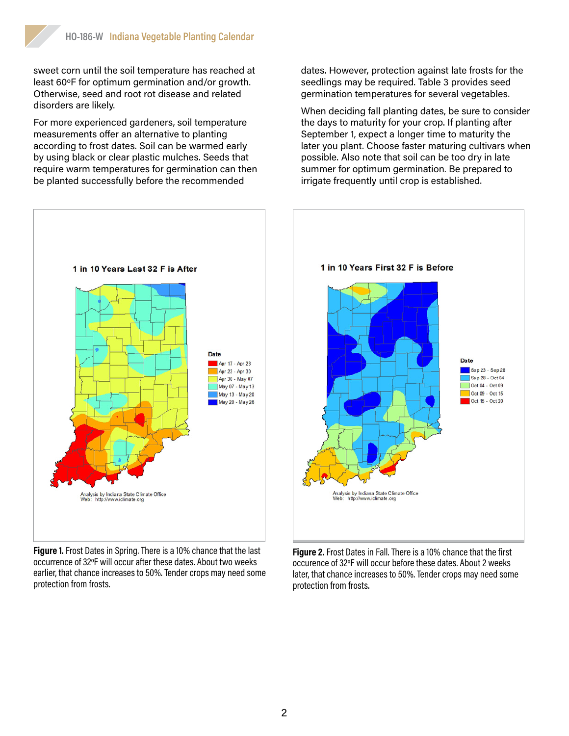sweet corn until the soil temperature has reached at least 60ºF for optimum germination and/or growth. Otherwise, seed and root rot disease and related disorders are likely.

For more experienced gardeners, soil temperature measurements offer an alternative to planting according to frost dates. Soil can be warmed early by using black or clear plastic mulches. Seeds that require warm temperatures for germination can then be planted successfully before the recommended dates. However, protection against late frosts for the seedlings may be required. Table 3 provides seed germination temperatures for several vegetables.

When deciding fall planting dates, be sure to consider the days to maturity for your crop. If planting after September 1, expect a longer time to maturity the later you plant. Choose faster maturing cultivars when possible. Also note that soil can be too dry in late summer for optimum germination. Be prepared to irrigate frequently until crop is established.

**Figure 1.** Frost Dates in Spring. There is a 10% chance that the last occurrence of 32ºF will occur after these dates. About two weeks earlier, that chance increases to 50%. Tender crops may need some protection from frosts.

**Figure 2.** Frost Dates in Fall. There is a 10% chance that the first occurence of 32ºF will occur before these dates. About 2 weeks later, that chance increases to 50%. Tender crops may need some protection from frosts.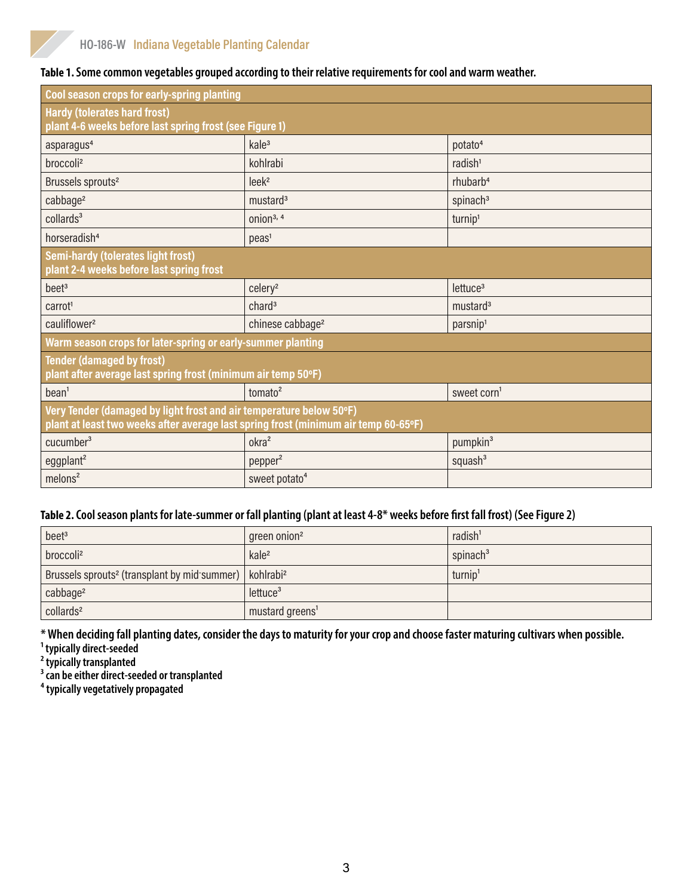**Table 1. Some common vegetables grouped according to their relative requirements for cool and warm weather.**

| Cool season crops for early-spring planting | | |
|---|---|---|
| **Hardy (tolerates hard frost) plant 4-6 weeks before last spring frost (see Figure 1)** | | |
| asparagus[4] | kale[3] | potato[4] |
| broccoli[2] | kohlrabi | radish[1] |
| Brussels sprouts[2] | leek[2] | rhubarb[4] |
| cabbage[2] | mustard[3] | spinach[3] |
| collards[3] | onion[3, 4] | turnip[1] |
| horseradish[4] | peas[1] | |
| **Semi-hardy (tolerates light frost) plant 2-4 weeks before last spring frost** | | |
| beet[3] | celery[2] | lettuce[3] |
| carrot[1] | chard[3] | mustard[3] |
| cauliflower[2] | chinese cabbage[2] | parsnip[1] |
| **Warm season crops for later-spring or early-summer planting** | | |
| **Tender (damaged by frost) plant after average last spring frost (minimum air temp 50ºF)** | | |
| bean[1] | tomato[2] | sweet corn[1] |
| **Very Tender (damaged by light frost and air temperature below 50ºF) plant at least two weeks after average last spring frost (minimum air temp 60-65ºF)** | | |
| cucumber[3] | okra[2] | pumpkin[3] |
| eggplant[2] | pepper[2] | squash[3] |
| melons[2] | sweet potato[4] | |

**Table 2. Cool season plants for late-summer or fall planting (plant at least 4-8* weeks before first fall frost) (See Figure 2)**

| | | |
|---|---|---|
| beet[3] | green onion[2] | radish[1] |
| broccoli[2] | kale[2] | spinach[3] |
| Brussels sprouts[2] (transplant by mid-summer) | kohlrabi[2] | turnip[1] |
| cabbage[2] | lettuce[3] | |
| collards[2] | mustard greens[1] | |

**\* When deciding fall planting dates, consider the days to maturity for your crop and choose faster maturing cultivars when possible.**

**[1] typically direct-seeded**

**[2] typically transplanted**

**[3] can be either direct-seeded or transplanted**

**[4] typically vegetatively propagated**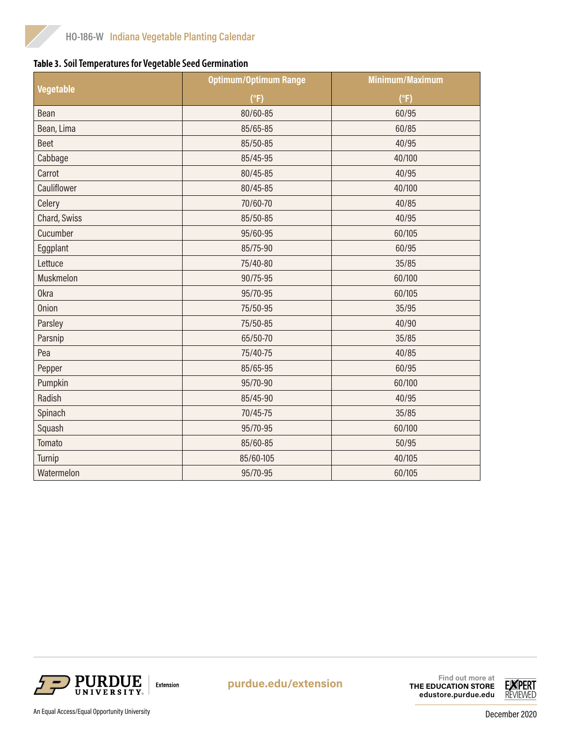**Table 3. Soil Temperatures for Vegetable Seed Germination**

| Vegetable | Optimum/Optimum Range (°F) | Minimum/Maximum (°F) |
|---|---|---|
| Bean | 80/60-85 | 60/95 |
| Bean, Lima | 85/65-85 | 60/85 |
| Beet | 85/50-85 | 40/95 |
| Cabbage | 85/45-95 | 40/100 |
| Carrot | 80/45-85 | 40/95 |
| Cauliflower | 80/45-85 | 40/100 |
| Celery | 70/60-70 | 40/85 |
| Chard, Swiss | 85/50-85 | 40/95 |
| Cucumber | 95/60-95 | 60/105 |
| Eggplant | 85/75-90 | 60/95 |
| Lettuce | 75/40-80 | 35/85 |
| Muskmelon | 90/75-95 | 60/100 |
| Okra | 95/70-95 | 60/105 |
| Onion | 75/50-95 | 35/95 |
| Parsley | 75/50-85 | 40/90 |
| Parsnip | 65/50-70 | 35/85 |
| Pea | 75/40-75 | 40/85 |
| Pepper | 85/65-95 | 60/95 |
| Pumpkin | 95/70-90 | 60/100 |
| Radish | 85/45-90 | 40/95 |
| Spinach | 70/45-75 | 35/85 |
| Squash | 95/70-95 | 60/100 |
| Tomato | 85/60-85 | 50/95 |
| Turnip | 85/60-105 | 40/105 |
| Watermelon | 95/70-95 | 60/105 |

PURDUE UNIVERSITY Extension

purdue.edu/extension

Find out more at THE EDUCATION STORE edustore.purdue.edu

EXPERT REVIEWED

An Equal Access/Equal Opportunity University

December 2020